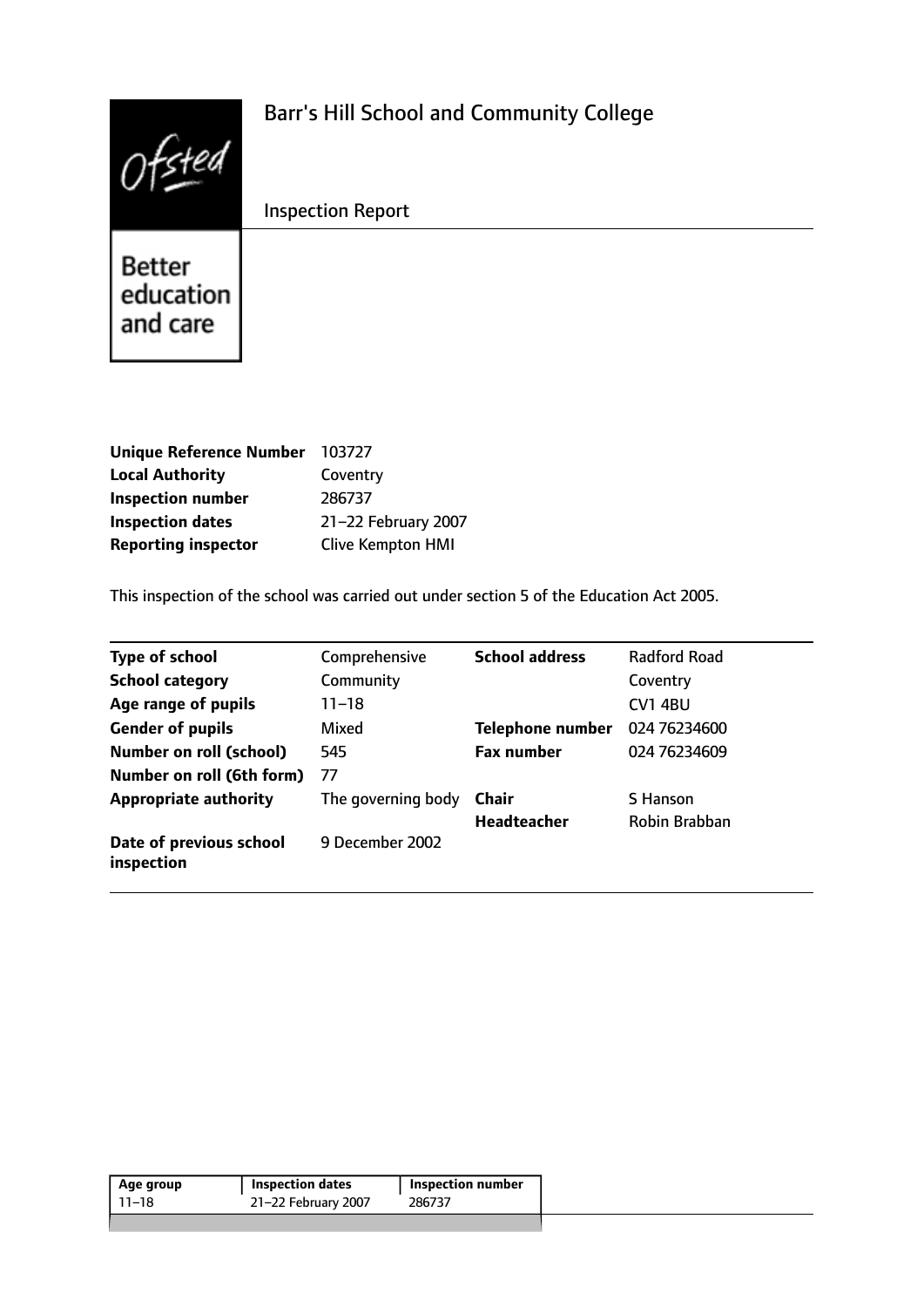# Barr's Hill School and Community College

Inspection Report

Ofsted

Better education and care

| | |
|---|---|
| **Unique Reference Number** | 103727 |
| **Local Authority** | Coventry |
| **Inspection number** | 286737 |
| **Inspection dates** | 21–22 February 2007 |
| **Reporting inspector** | Clive Kempton HMI |

This inspection of the school was carried out under section 5 of the Education Act 2005.

| | | | |
|---|---|---|---|
| **Type of school** | Comprehensive | **School address** | Radford Road |
| **School category** | Community | | Coventry |
| **Age range of pupils** | 11–18 | | CV1 4BU |
| **Gender of pupils** | Mixed | **Telephone number** | 024 76234600 |
| **Number on roll (school)** | 545 | **Fax number** | 024 76234609 |
| **Number on roll (6th form)** | 77 | | |
| **Appropriate authority** | The governing body | **Chair** | S Hanson |
| | | **Headteacher** | Robin Brabban |
| **Date of previous school inspection** | 9 December 2002 | | |

| Age group | Inspection dates | Inspection number |
|---|---|---|
| 11–18 | 21–22 February 2007 | 286737 |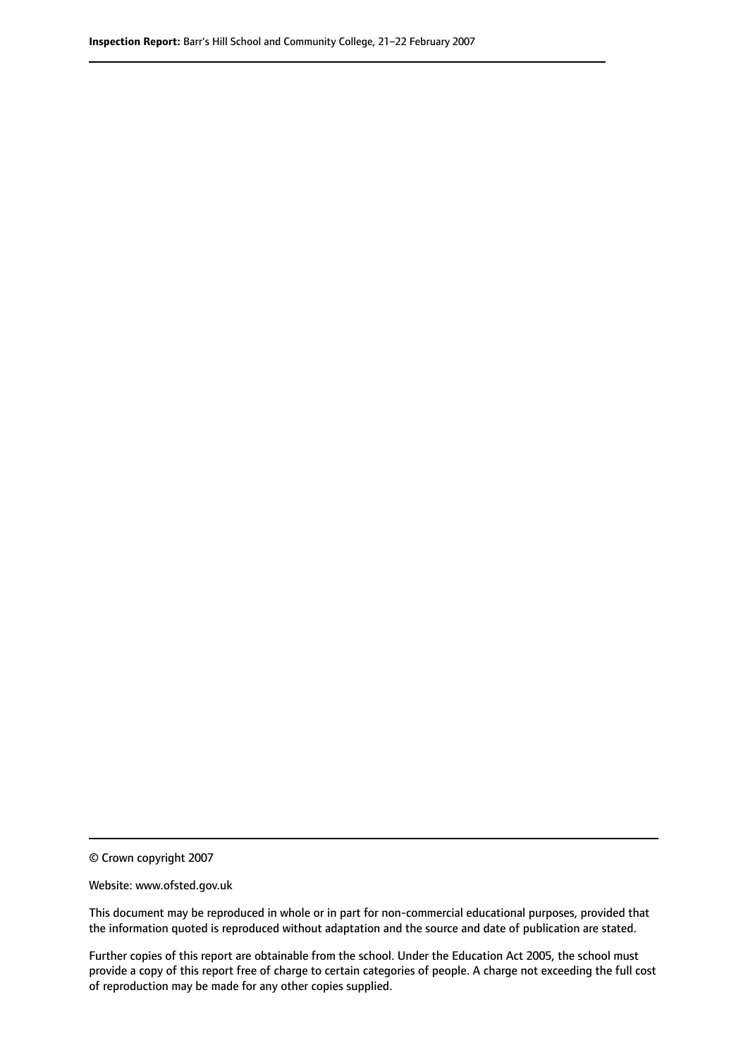© Crown copyright 2007

Website: www.ofsted.gov.uk

This document may be reproduced in whole or in part for non-commercial educational purposes, provided that the information quoted is reproduced without adaptation and the source and date of publication are stated.

Further copies of this report are obtainable from the school. Under the Education Act 2005, the school must provide a copy of this report free of charge to certain categories of people. A charge not exceeding the full cost of reproduction may be made for any other copies supplied.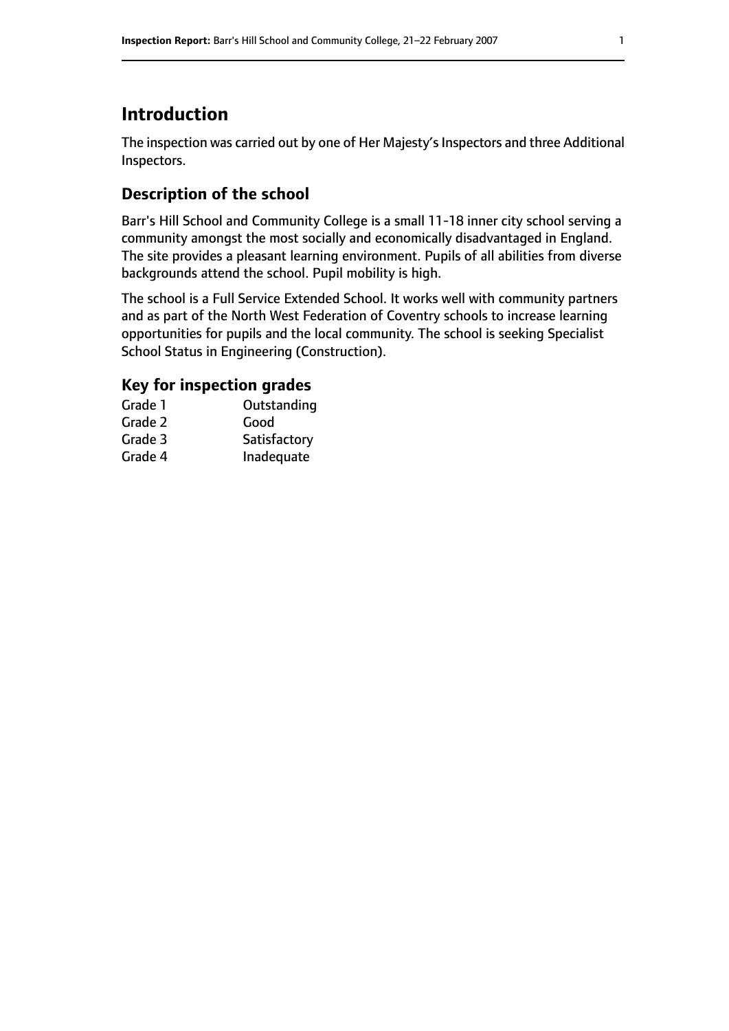# Introduction

The inspection was carried out by one of Her Majesty's Inspectors and three Additional Inspectors.

## Description of the school

Barr's Hill School and Community College is a small 11-18 inner city school serving a community amongst the most socially and economically disadvantaged in England. The site provides a pleasant learning environment. Pupils of all abilities from diverse backgrounds attend the school. Pupil mobility is high.

The school is a Full Service Extended School. It works well with community partners and as part of the North West Federation of Coventry schools to increase learning opportunities for pupils and the local community. The school is seeking Specialist School Status in Engineering (Construction).

### Key for inspection grades

| | |
|---|---|
| Grade 1 | Outstanding |
| Grade 2 | Good |
| Grade 3 | Satisfactory |
| Grade 4 | Inadequate |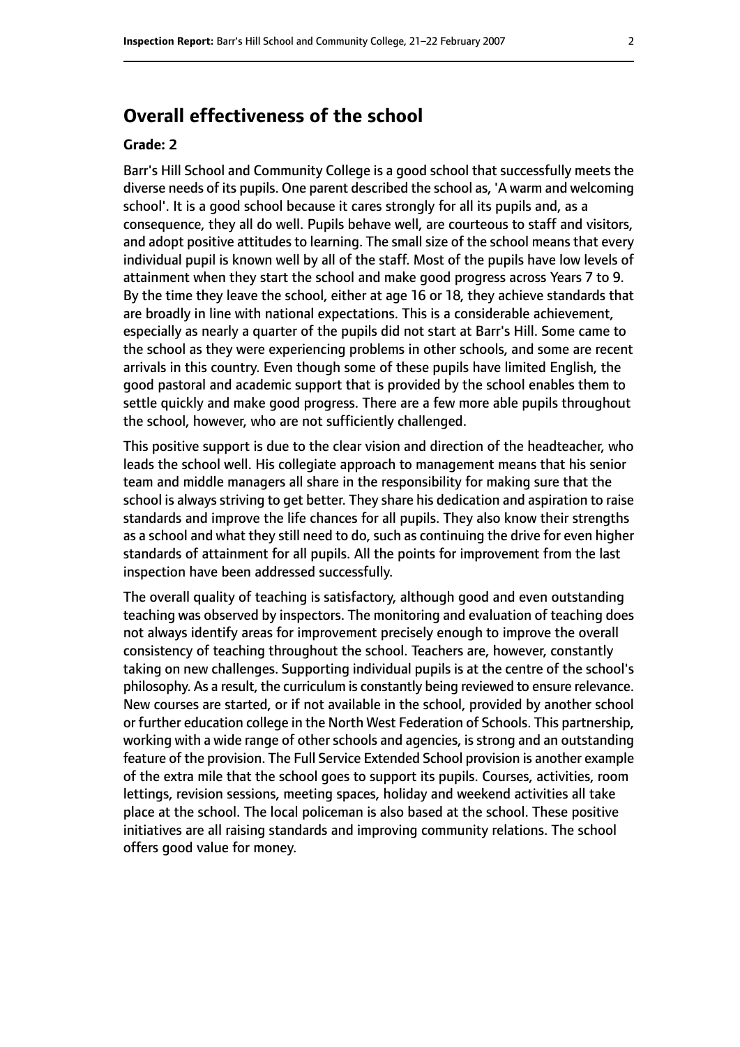## Overall effectiveness of the school

**Grade: 2**

Barr's Hill School and Community College is a good school that successfully meets the diverse needs of its pupils. One parent described the school as, 'A warm and welcoming school'. It is a good school because it cares strongly for all its pupils and, as a consequence, they all do well. Pupils behave well, are courteous to staff and visitors, and adopt positive attitudes to learning. The small size of the school means that every individual pupil is known well by all of the staff. Most of the pupils have low levels of attainment when they start the school and make good progress across Years 7 to 9. By the time they leave the school, either at age 16 or 18, they achieve standards that are broadly in line with national expectations. This is a considerable achievement, especially as nearly a quarter of the pupils did not start at Barr's Hill. Some came to the school as they were experiencing problems in other schools, and some are recent arrivals in this country. Even though some of these pupils have limited English, the good pastoral and academic support that is provided by the school enables them to settle quickly and make good progress. There are a few more able pupils throughout the school, however, who are not sufficiently challenged.

This positive support is due to the clear vision and direction of the headteacher, who leads the school well. His collegiate approach to management means that his senior team and middle managers all share in the responsibility for making sure that the school is always striving to get better. They share his dedication and aspiration to raise standards and improve the life chances for all pupils. They also know their strengths as a school and what they still need to do, such as continuing the drive for even higher standards of attainment for all pupils. All the points for improvement from the last inspection have been addressed successfully.

The overall quality of teaching is satisfactory, although good and even outstanding teaching was observed by inspectors. The monitoring and evaluation of teaching does not always identify areas for improvement precisely enough to improve the overall consistency of teaching throughout the school. Teachers are, however, constantly taking on new challenges. Supporting individual pupils is at the centre of the school's philosophy. As a result, the curriculum is constantly being reviewed to ensure relevance. New courses are started, or if not available in the school, provided by another school or further education college in the North West Federation of Schools. This partnership, working with a wide range of other schools and agencies, is strong and an outstanding feature of the provision. The Full Service Extended School provision is another example of the extra mile that the school goes to support its pupils. Courses, activities, room lettings, revision sessions, meeting spaces, holiday and weekend activities all take place at the school. The local policeman is also based at the school. These positive initiatives are all raising standards and improving community relations. The school offers good value for money.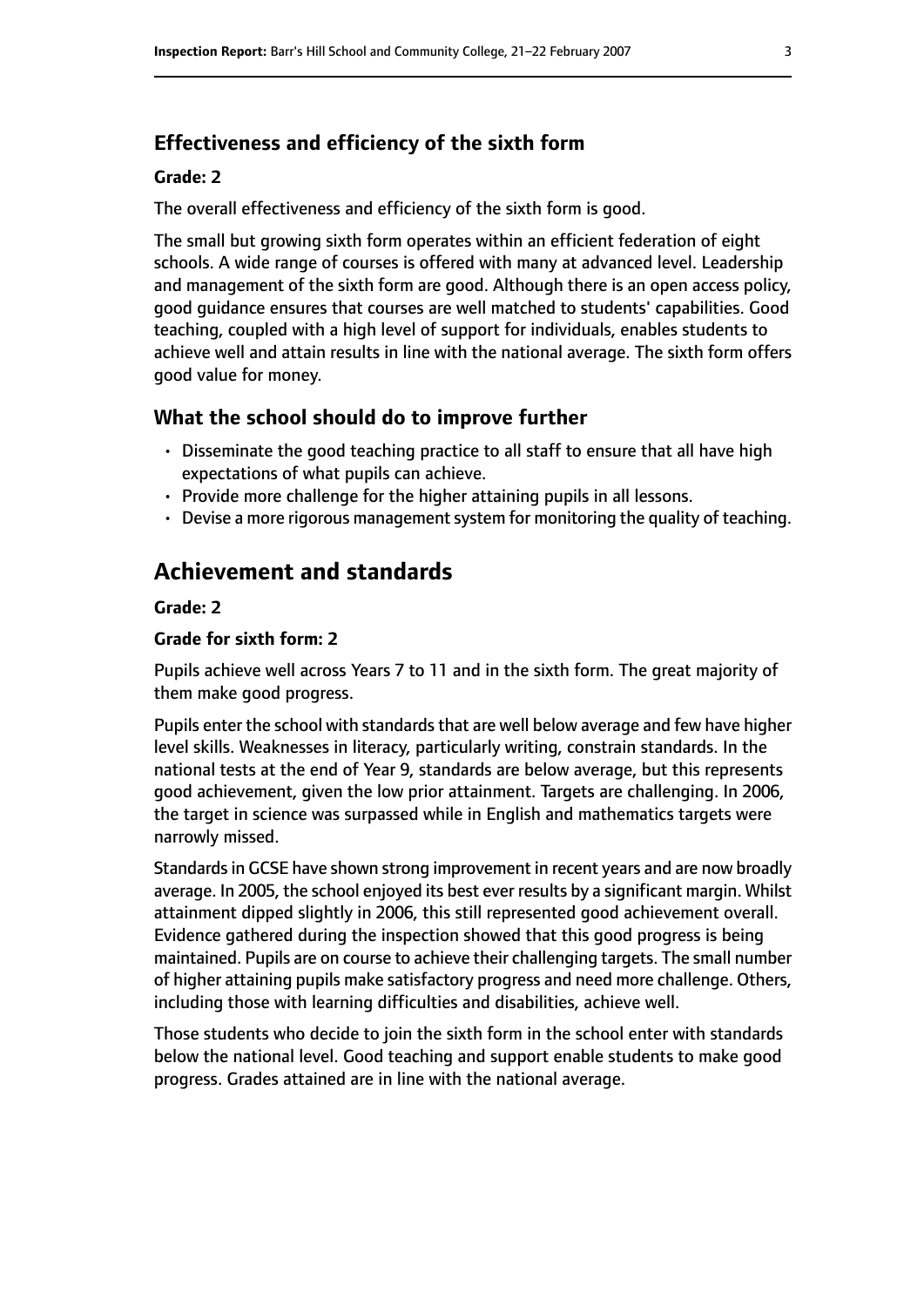### Effectiveness and efficiency of the sixth form

#### Grade: 2

The overall effectiveness and efficiency of the sixth form is good.

The small but growing sixth form operates within an efficient federation of eight schools. A wide range of courses is offered with many at advanced level. Leadership and management of the sixth form are good. Although there is an open access policy, good guidance ensures that courses are well matched to students' capabilities. Good teaching, coupled with a high level of support for individuals, enables students to achieve well and attain results in line with the national average. The sixth form offers good value for money.

### What the school should do to improve further

- Disseminate the good teaching practice to all staff to ensure that all have high expectations of what pupils can achieve.
- Provide more challenge for the higher attaining pupils in all lessons.
- Devise a more rigorous management system for monitoring the quality of teaching.

## Achievement and standards

#### Grade: 2

#### Grade for sixth form: 2

Pupils achieve well across Years 7 to 11 and in the sixth form. The great majority of them make good progress.

Pupils enter the school with standards that are well below average and few have higher level skills. Weaknesses in literacy, particularly writing, constrain standards. In the national tests at the end of Year 9, standards are below average, but this represents good achievement, given the low prior attainment. Targets are challenging. In 2006, the target in science was surpassed while in English and mathematics targets were narrowly missed.

Standards in GCSE have shown strong improvement in recent years and are now broadly average. In 2005, the school enjoyed its best ever results by a significant margin. Whilst attainment dipped slightly in 2006, this still represented good achievement overall. Evidence gathered during the inspection showed that this good progress is being maintained. Pupils are on course to achieve their challenging targets. The small number of higher attaining pupils make satisfactory progress and need more challenge. Others, including those with learning difficulties and disabilities, achieve well.

Those students who decide to join the sixth form in the school enter with standards below the national level. Good teaching and support enable students to make good progress. Grades attained are in line with the national average.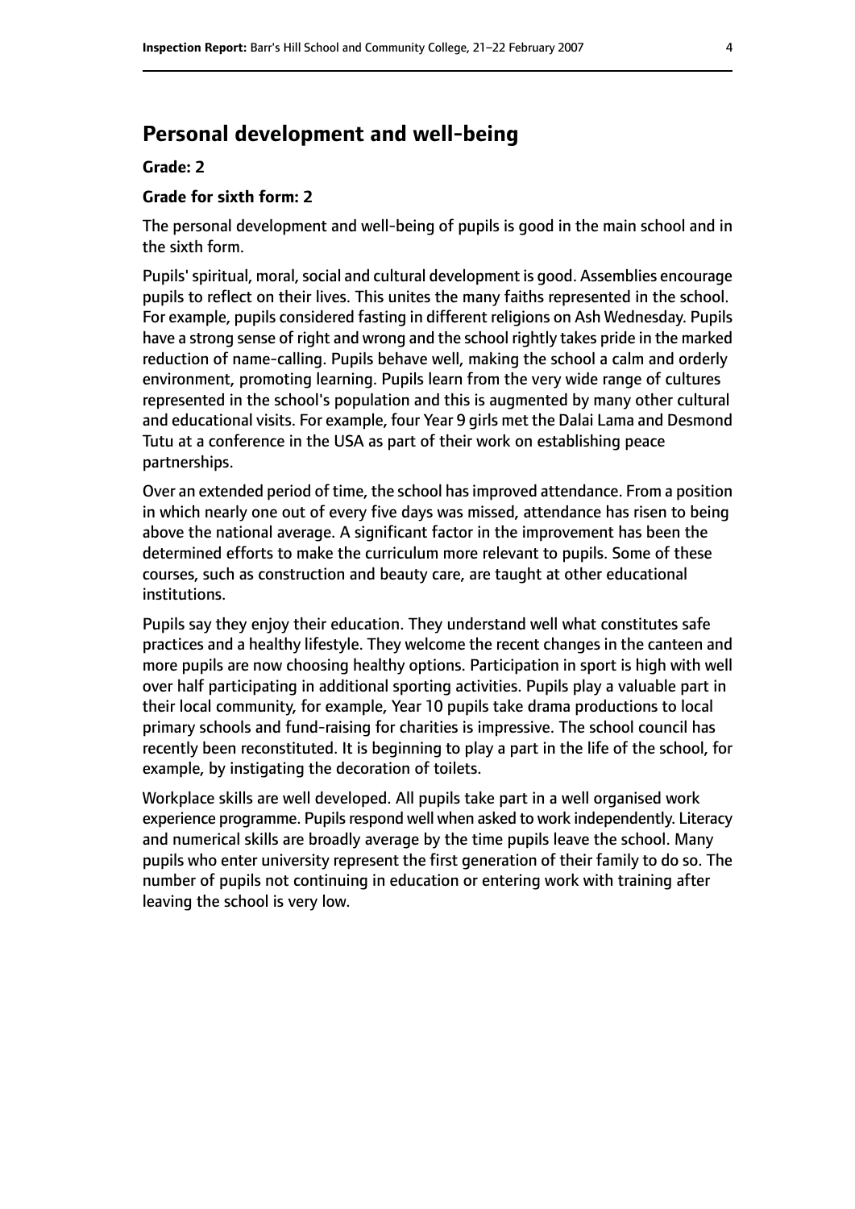## Personal development and well-being

**Grade: 2**

**Grade for sixth form: 2**

The personal development and well-being of pupils is good in the main school and in the sixth form.

Pupils' spiritual, moral, social and cultural development is good. Assemblies encourage pupils to reflect on their lives. This unites the many faiths represented in the school. For example, pupils considered fasting in different religions on Ash Wednesday. Pupils have a strong sense of right and wrong and the school rightly takes pride in the marked reduction of name-calling. Pupils behave well, making the school a calm and orderly environment, promoting learning. Pupils learn from the very wide range of cultures represented in the school's population and this is augmented by many other cultural and educational visits. For example, four Year 9 girls met the Dalai Lama and Desmond Tutu at a conference in the USA as part of their work on establishing peace partnerships.

Over an extended period of time, the school has improved attendance. From a position in which nearly one out of every five days was missed, attendance has risen to being above the national average. A significant factor in the improvement has been the determined efforts to make the curriculum more relevant to pupils. Some of these courses, such as construction and beauty care, are taught at other educational institutions.

Pupils say they enjoy their education. They understand well what constitutes safe practices and a healthy lifestyle. They welcome the recent changes in the canteen and more pupils are now choosing healthy options. Participation in sport is high with well over half participating in additional sporting activities. Pupils play a valuable part in their local community, for example, Year 10 pupils take drama productions to local primary schools and fund-raising for charities is impressive. The school council has recently been reconstituted. It is beginning to play a part in the life of the school, for example, by instigating the decoration of toilets.

Workplace skills are well developed. All pupils take part in a well organised work experience programme. Pupils respond well when asked to work independently. Literacy and numerical skills are broadly average by the time pupils leave the school. Many pupils who enter university represent the first generation of their family to do so. The number of pupils not continuing in education or entering work with training after leaving the school is very low.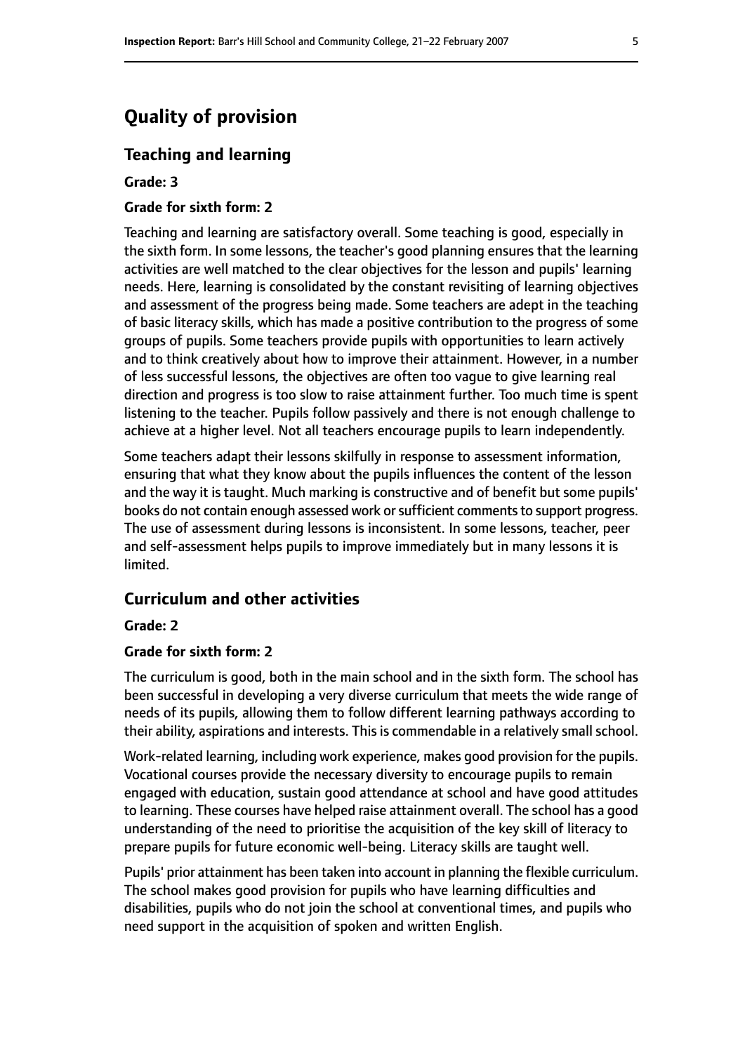# Quality of provision

## Teaching and learning

**Grade: 3**

**Grade for sixth form: 2**

Teaching and learning are satisfactory overall. Some teaching is good, especially in the sixth form. In some lessons, the teacher's good planning ensures that the learning activities are well matched to the clear objectives for the lesson and pupils' learning needs. Here, learning is consolidated by the constant revisiting of learning objectives and assessment of the progress being made. Some teachers are adept in the teaching of basic literacy skills, which has made a positive contribution to the progress of some groups of pupils. Some teachers provide pupils with opportunities to learn actively and to think creatively about how to improve their attainment. However, in a number of less successful lessons, the objectives are often too vague to give learning real direction and progress is too slow to raise attainment further. Too much time is spent listening to the teacher. Pupils follow passively and there is not enough challenge to achieve at a higher level. Not all teachers encourage pupils to learn independently.

Some teachers adapt their lessons skilfully in response to assessment information, ensuring that what they know about the pupils influences the content of the lesson and the way it is taught. Much marking is constructive and of benefit but some pupils' books do not contain enough assessed work or sufficient comments to support progress. The use of assessment during lessons is inconsistent. In some lessons, teacher, peer and self-assessment helps pupils to improve immediately but in many lessons it is limited.

## Curriculum and other activities

**Grade: 2**

**Grade for sixth form: 2**

The curriculum is good, both in the main school and in the sixth form. The school has been successful in developing a very diverse curriculum that meets the wide range of needs of its pupils, allowing them to follow different learning pathways according to their ability, aspirations and interests. This is commendable in a relatively small school.

Work-related learning, including work experience, makes good provision for the pupils. Vocational courses provide the necessary diversity to encourage pupils to remain engaged with education, sustain good attendance at school and have good attitudes to learning. These courses have helped raise attainment overall. The school has a good understanding of the need to prioritise the acquisition of the key skill of literacy to prepare pupils for future economic well-being. Literacy skills are taught well.

Pupils' prior attainment has been taken into account in planning the flexible curriculum. The school makes good provision for pupils who have learning difficulties and disabilities, pupils who do not join the school at conventional times, and pupils who need support in the acquisition of spoken and written English.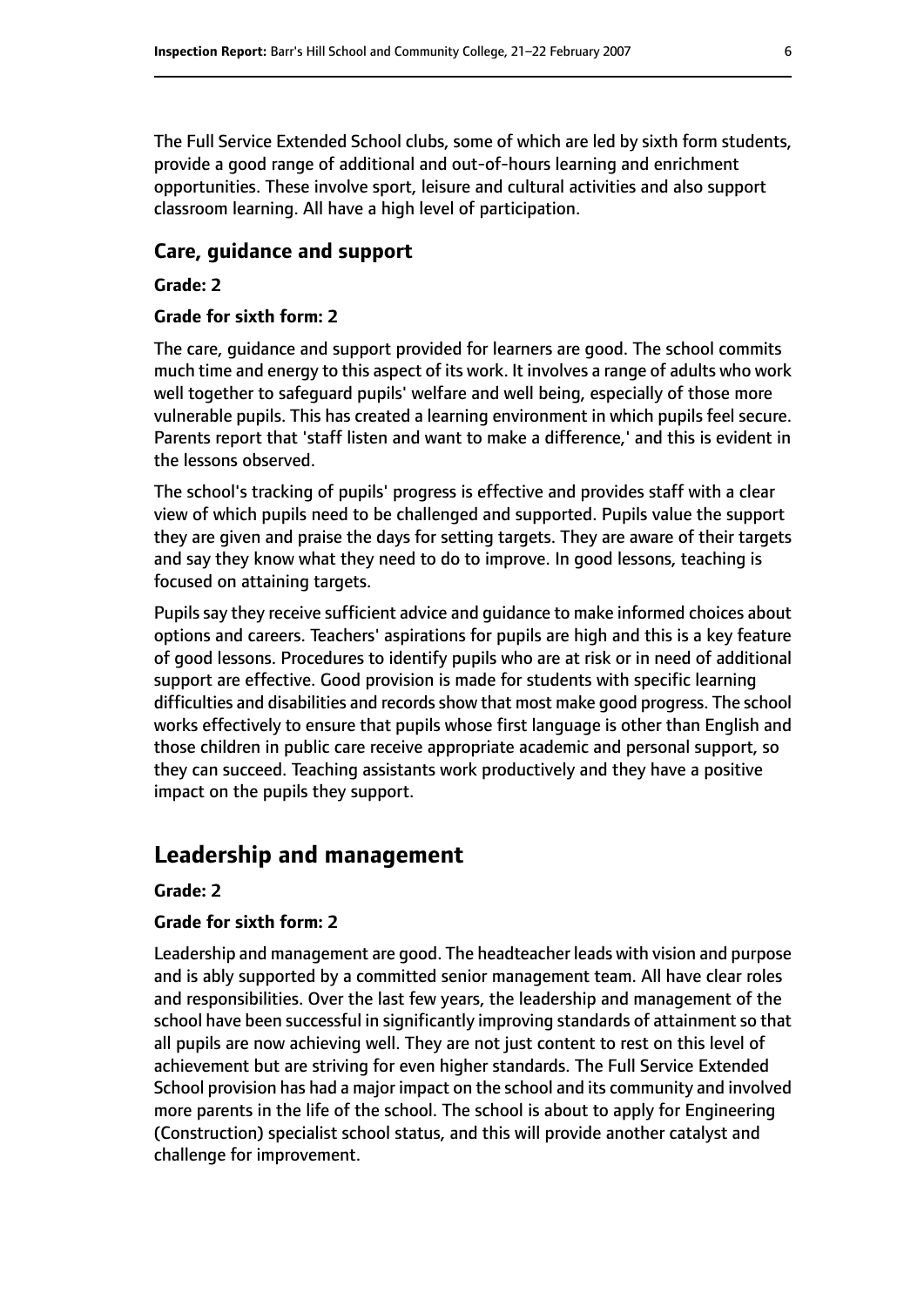The Full Service Extended School clubs, some of which are led by sixth form students, provide a good range of additional and out-of-hours learning and enrichment opportunities. These involve sport, leisure and cultural activities and also support classroom learning. All have a high level of participation.

### Care, guidance and support

**Grade: 2**

**Grade for sixth form: 2**

The care, guidance and support provided for learners are good. The school commits much time and energy to this aspect of its work. It involves a range of adults who work well together to safeguard pupils' welfare and well being, especially of those more vulnerable pupils. This has created a learning environment in which pupils feel secure. Parents report that 'staff listen and want to make a difference,' and this is evident in the lessons observed.

The school's tracking of pupils' progress is effective and provides staff with a clear view of which pupils need to be challenged and supported. Pupils value the support they are given and praise the days for setting targets. They are aware of their targets and say they know what they need to do to improve. In good lessons, teaching is focused on attaining targets.

Pupils say they receive sufficient advice and guidance to make informed choices about options and careers. Teachers' aspirations for pupils are high and this is a key feature of good lessons. Procedures to identify pupils who are at risk or in need of additional support are effective. Good provision is made for students with specific learning difficulties and disabilities and records show that most make good progress. The school works effectively to ensure that pupils whose first language is other than English and those children in public care receive appropriate academic and personal support, so they can succeed. Teaching assistants work productively and they have a positive impact on the pupils they support.

## Leadership and management

**Grade: 2**

**Grade for sixth form: 2**

Leadership and management are good. The headteacher leads with vision and purpose and is ably supported by a committed senior management team. All have clear roles and responsibilities. Over the last few years, the leadership and management of the school have been successful in significantly improving standards of attainment so that all pupils are now achieving well. They are not just content to rest on this level of achievement but are striving for even higher standards. The Full Service Extended School provision has had a major impact on the school and its community and involved more parents in the life of the school. The school is about to apply for Engineering (Construction) specialist school status, and this will provide another catalyst and challenge for improvement.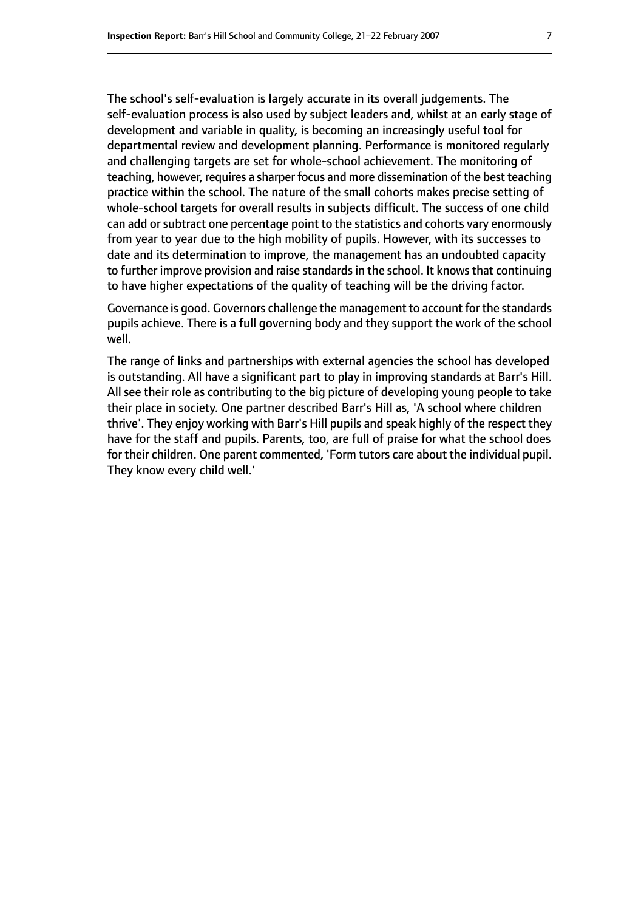The school's self-evaluation is largely accurate in its overall judgements. The self-evaluation process is also used by subject leaders and, whilst at an early stage of development and variable in quality, is becoming an increasingly useful tool for departmental review and development planning. Performance is monitored regularly and challenging targets are set for whole-school achievement. The monitoring of teaching, however, requires a sharper focus and more dissemination of the best teaching practice within the school. The nature of the small cohorts makes precise setting of whole-school targets for overall results in subjects difficult. The success of one child can add or subtract one percentage point to the statistics and cohorts vary enormously from year to year due to the high mobility of pupils. However, with its successes to date and its determination to improve, the management has an undoubted capacity to further improve provision and raise standards in the school. It knows that continuing to have higher expectations of the quality of teaching will be the driving factor.

Governance is good. Governors challenge the management to account for the standards pupils achieve. There is a full governing body and they support the work of the school well.

The range of links and partnerships with external agencies the school has developed is outstanding. All have a significant part to play in improving standards at Barr's Hill. All see their role as contributing to the big picture of developing young people to take their place in society. One partner described Barr's Hill as, 'A school where children thrive'. They enjoy working with Barr's Hill pupils and speak highly of the respect they have for the staff and pupils. Parents, too, are full of praise for what the school does for their children. One parent commented, 'Form tutors care about the individual pupil. They know every child well.'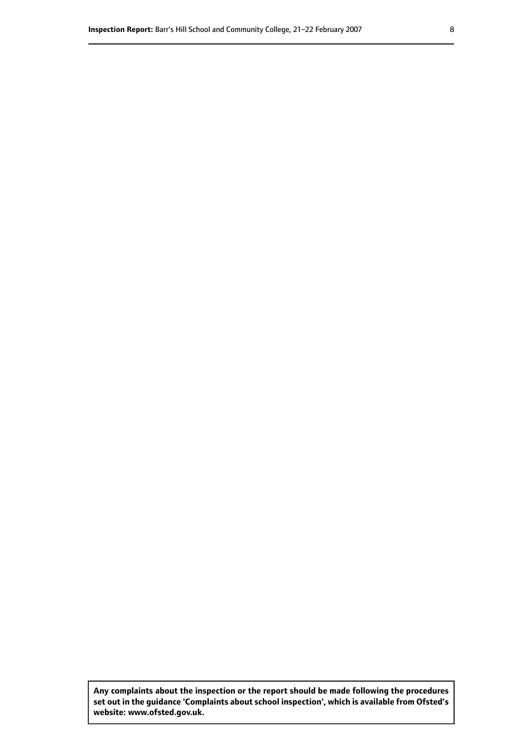**Any complaints about the inspection or the report should be made following the procedures set out in the guidance 'Complaints about school inspection', which is available from Ofsted's website: www.ofsted.gov.uk.**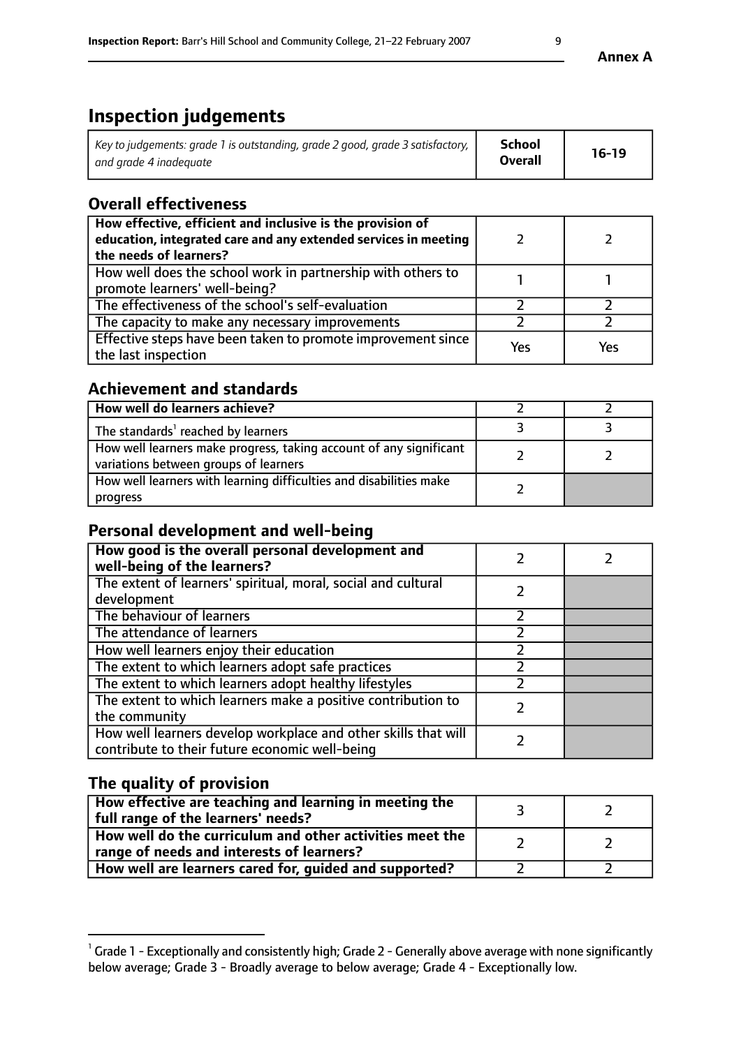**Annex A**

# Inspection judgements

| *Key to judgements: grade 1 is outstanding, grade 2 good, grade 3 satisfactory, and grade 4 inadequate* | **School Overall** | **16-19** |
|---|---|---|

## Overall effectiveness

| | | |
|---|---|---|
| **How effective, efficient and inclusive is the provision of education, integrated care and any extended services in meeting the needs of learners?** | 2 | 2 |
| How well does the school work in partnership with others to promote learners' well-being? | 1 | 1 |
| The effectiveness of the school's self-evaluation | 2 | 2 |
| The capacity to make any necessary improvements | 2 | 2 |
| Effective steps have been taken to promote improvement since the last inspection | Yes | Yes |

## Achievement and standards

| | | |
|---|---|---|
| **How well do learners achieve?** | 2 | 2 |
| The standards[1] reached by learners | 3 | 3 |
| How well learners make progress, taking account of any significant variations between groups of learners | 2 | 2 |
| How well learners with learning difficulties and disabilities make progress | 2 | |

## Personal development and well-being

| | | |
|---|---|---|
| **How good is the overall personal development and well-being of the learners?** | 2 | 2 |
| The extent of learners' spiritual, moral, social and cultural development | 2 | |
| The behaviour of learners | 2 | |
| The attendance of learners | 2 | |
| How well learners enjoy their education | 2 | |
| The extent to which learners adopt safe practices | 2 | |
| The extent to which learners adopt healthy lifestyles | 2 | |
| The extent to which learners make a positive contribution to the community | 2 | |
| How well learners develop workplace and other skills that will contribute to their future economic well-being | 2 | |

## The quality of provision

| | | |
|---|---|---|
| **How effective are teaching and learning in meeting the full range of the learners' needs?** | 3 | 2 |
| **How well do the curriculum and other activities meet the range of needs and interests of learners?** | 2 | 2 |
| **How well are learners cared for, guided and supported?** | 2 | 2 |

[1] Grade 1 - Exceptionally and consistently high; Grade 2 - Generally above average with none significantly below average; Grade 3 - Broadly average to below average; Grade 4 - Exceptionally low.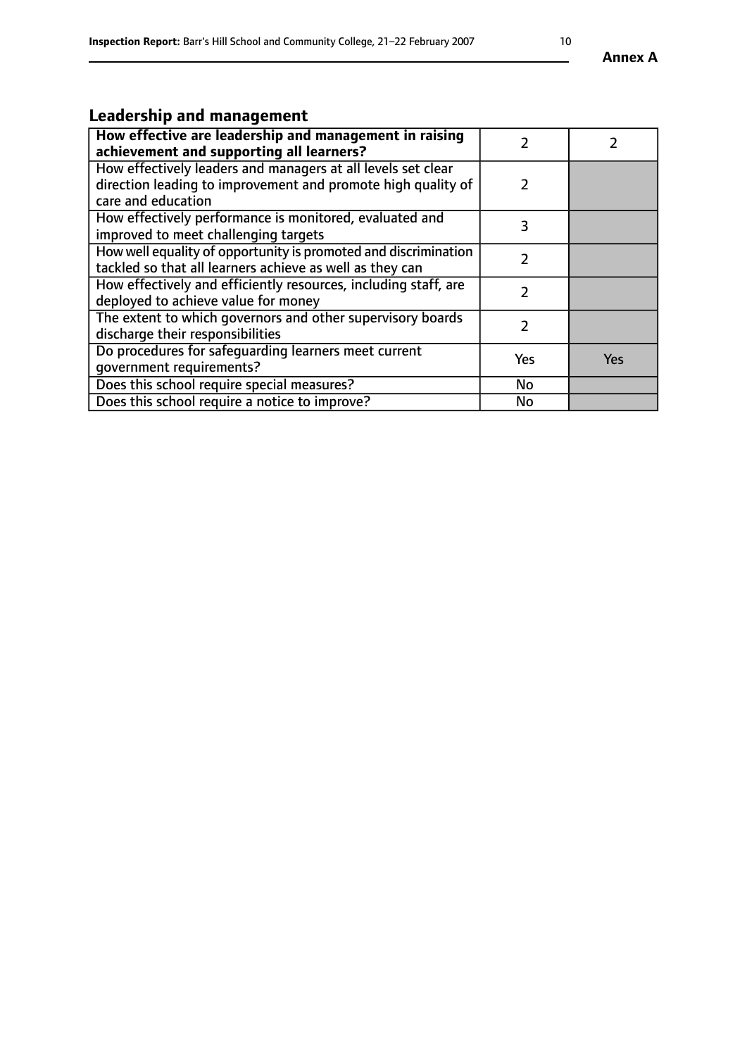## Leadership and management

| | | |
|---|---|---|
| **How effective are leadership and management in raising achievement and supporting all learners?** | 2 | 2 |
| How effectively leaders and managers at all levels set clear direction leading to improvement and promote high quality of care and education | 2 | |
| How effectively performance is monitored, evaluated and improved to meet challenging targets | 3 | |
| How well equality of opportunity is promoted and discrimination tackled so that all learners achieve as well as they can | 2 | |
| How effectively and efficiently resources, including staff, are deployed to achieve value for money | 2 | |
| The extent to which governors and other supervisory boards discharge their responsibilities | 2 | |
| Do procedures for safeguarding learners meet current government requirements? | Yes | Yes |
| Does this school require special measures? | No | |
| Does this school require a notice to improve? | No | |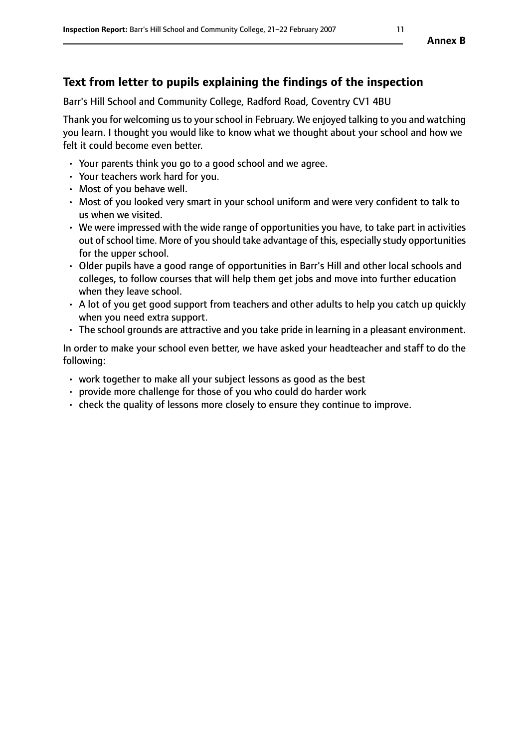## Text from letter to pupils explaining the findings of the inspection

Barr's Hill School and Community College, Radford Road, Coventry CV1 4BU

Thank you for welcoming us to your school in February. We enjoyed talking to you and watching you learn. I thought you would like to know what we thought about your school and how we felt it could become even better.

- Your parents think you go to a good school and we agree.
- Your teachers work hard for you.
- Most of you behave well.
- Most of you looked very smart in your school uniform and were very confident to talk to us when we visited.
- We were impressed with the wide range of opportunities you have, to take part in activities out of school time. More of you should take advantage of this, especially study opportunities for the upper school.
- Older pupils have a good range of opportunities in Barr's Hill and other local schools and colleges, to follow courses that will help them get jobs and move into further education when they leave school.
- A lot of you get good support from teachers and other adults to help you catch up quickly when you need extra support.
- The school grounds are attractive and you take pride in learning in a pleasant environment.

In order to make your school even better, we have asked your headteacher and staff to do the following:

- work together to make all your subject lessons as good as the best
- provide more challenge for those of you who could do harder work
- check the quality of lessons more closely to ensure they continue to improve.